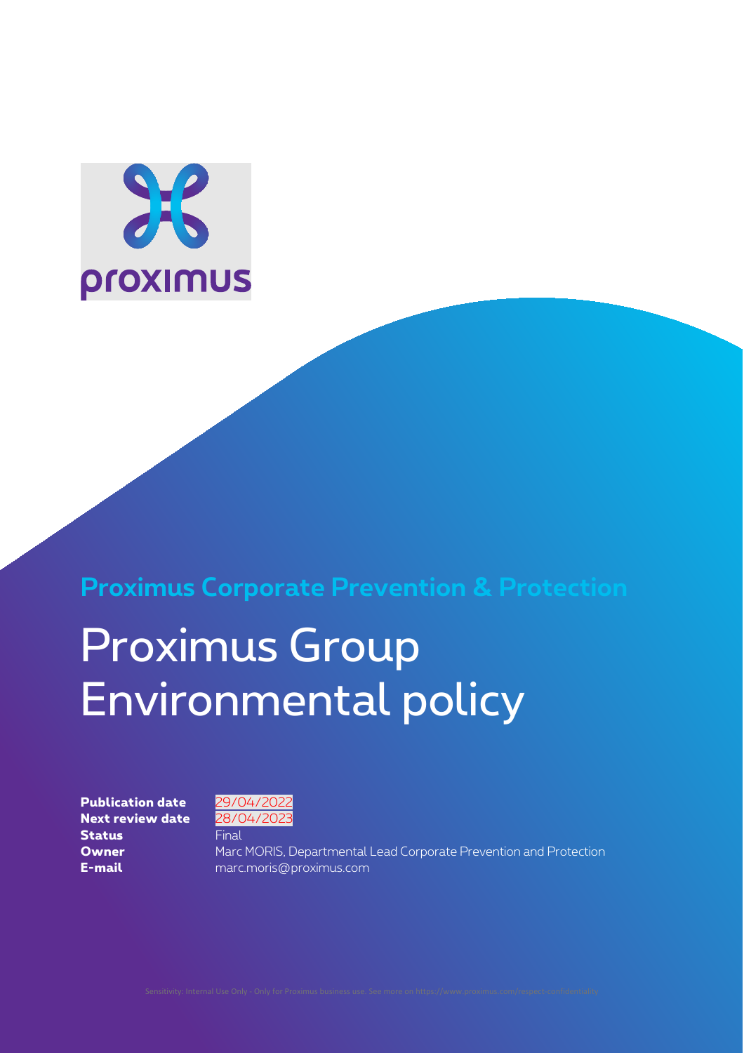**Proximus Corporate Prevention & Protection**

# Proximus Group Environmental policy

| | |
|---|---|
| **Publication date** | 29/04/2022 |
| **Next review date** | 28/04/2023 |
| **Status** | Final |
| **Owner** | Marc MORIS, Departmental Lead Corporate Prevention and Protection |
| **E-mail** | marc.moris@proximus.com |

Sensitivity: Internal Use Only - Only for Proximus business use. See more on https://www.proximus.com/respect-confidentiality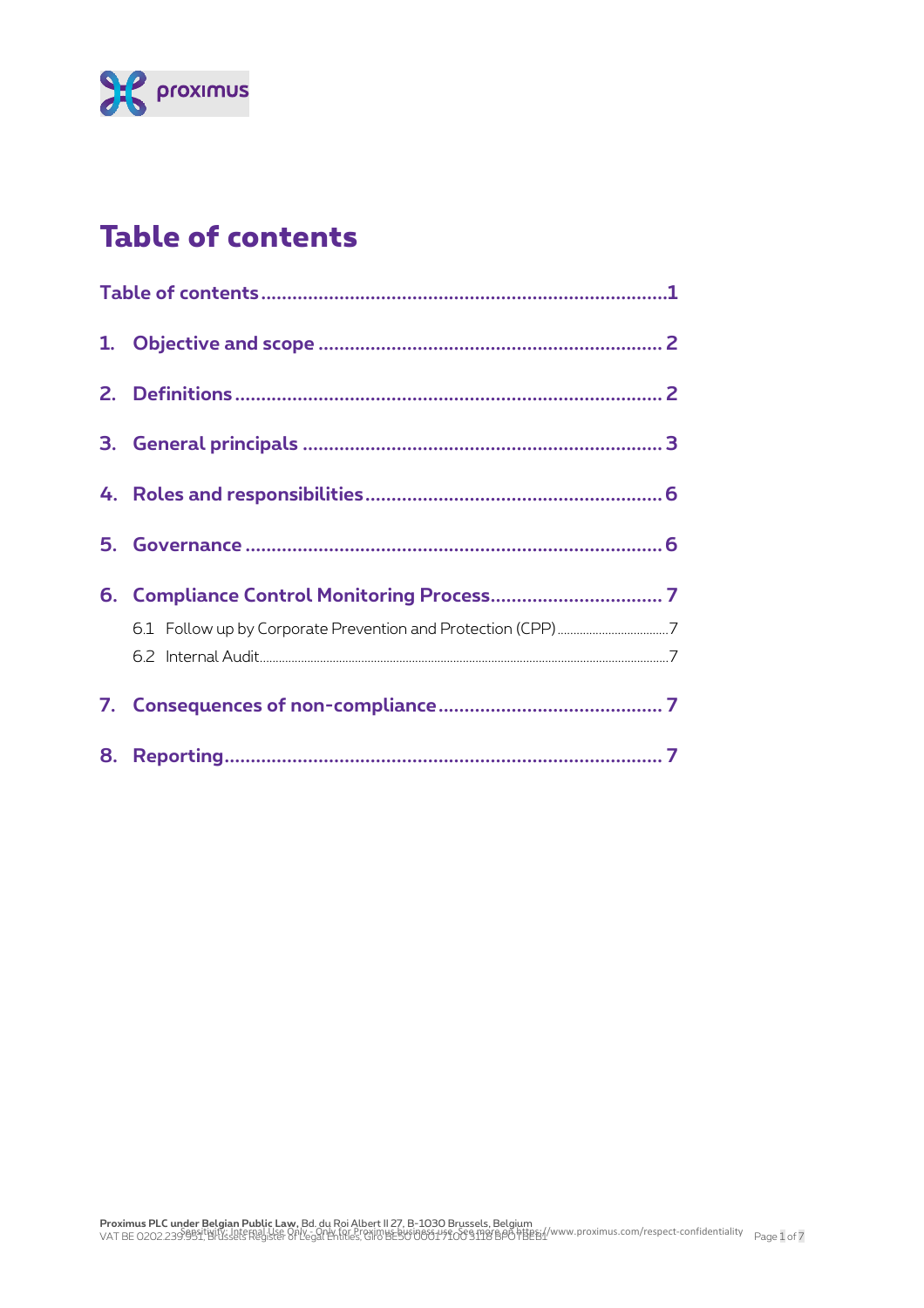# Table of contents

Table of contents ......................................................................... 1

1. Objective and scope ................................................................. 2

2. Definitions ................................................................................ 2

3. General principals .................................................................... 3

4. Roles and responsibilities ......................................................... 6

5. Governance ............................................................................... 6

6. Compliance Control Monitoring Process ................................. 7

   6.1 Follow up by Corporate Prevention and Protection (CPP) ........................ 7

   6.2 Internal Audit ............................................................................................ 7

7. Consequences of non-compliance ........................................... 7

8. Reporting ................................................................................... 7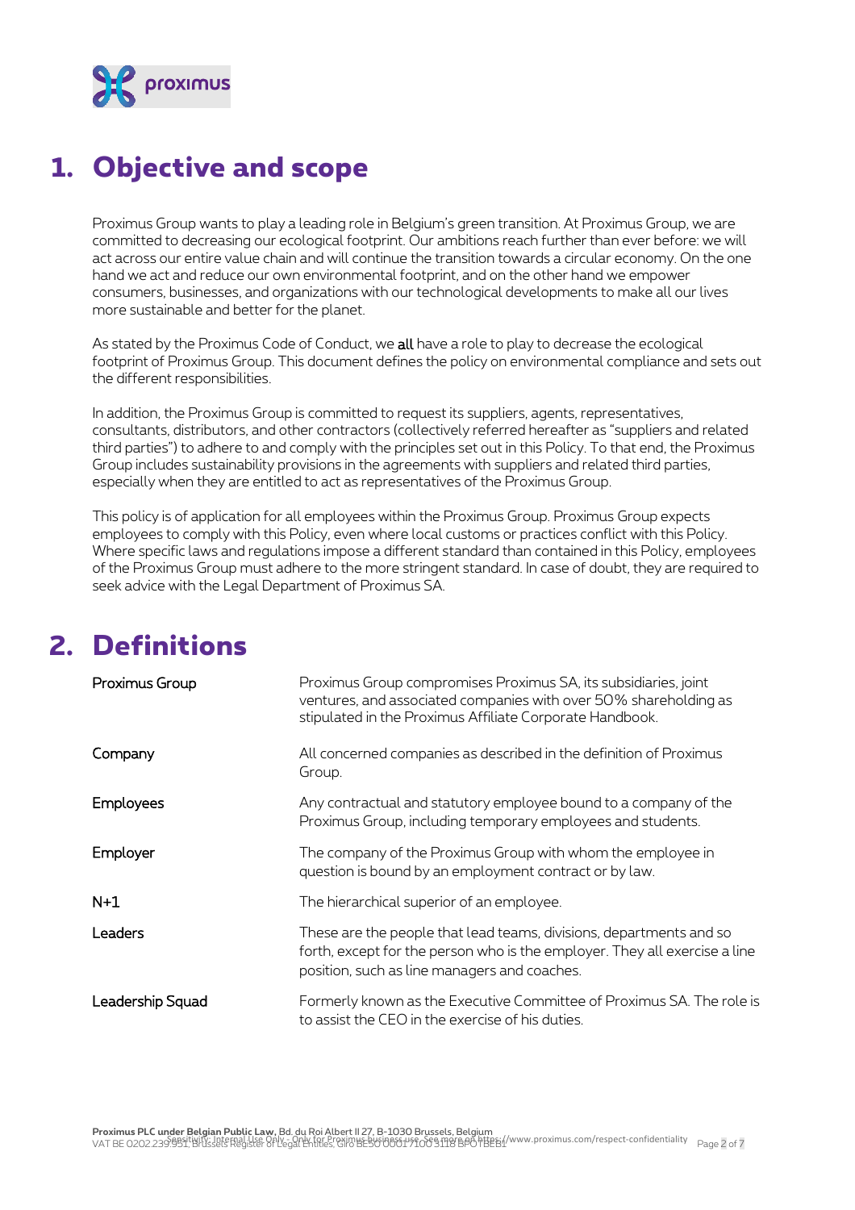# 1. Objective and scope

Proximus Group wants to play a leading role in Belgium's green transition. At Proximus Group, we are committed to decreasing our ecological footprint. Our ambitions reach further than ever before: we will act across our entire value chain and will continue the transition towards a circular economy. On the one hand we act and reduce our own environmental footprint, and on the other hand we empower consumers, businesses, and organizations with our technological developments to make all our lives more sustainable and better for the planet.

As stated by the Proximus Code of Conduct, we **all** have a role to play to decrease the ecological footprint of Proximus Group. This document defines the policy on environmental compliance and sets out the different responsibilities.

In addition, the Proximus Group is committed to request its suppliers, agents, representatives, consultants, distributors, and other contractors (collectively referred hereafter as "suppliers and related third parties") to adhere to and comply with the principles set out in this Policy. To that end, the Proximus Group includes sustainability provisions in the agreements with suppliers and related third parties, especially when they are entitled to act as representatives of the Proximus Group.

This policy is of application for all employees within the Proximus Group. Proximus Group expects employees to comply with this Policy, even where local customs or practices conflict with this Policy. Where specific laws and regulations impose a different standard than contained in this Policy, employees of the Proximus Group must adhere to the more stringent standard. In case of doubt, they are required to seek advice with the Legal Department of Proximus SA.

# 2. Definitions

| | |
|---|---|
| Proximus Group | Proximus Group compromises Proximus SA, its subsidiaries, joint ventures, and associated companies with over 50% shareholding as stipulated in the Proximus Affiliate Corporate Handbook. |
| Company | All concerned companies as described in the definition of Proximus Group. |
| Employees | Any contractual and statutory employee bound to a company of the Proximus Group, including temporary employees and students. |
| Employer | The company of the Proximus Group with whom the employee in question is bound by an employment contract or by law. |
| N+1 | The hierarchical superior of an employee. |
| Leaders | These are the people that lead teams, divisions, departments and so forth, except for the person who is the employer. They all exercise a line position, such as line managers and coaches. |
| Leadership Squad | Formerly known as the Executive Committee of Proximus SA. The role is to assist the CEO in the exercise of his duties. |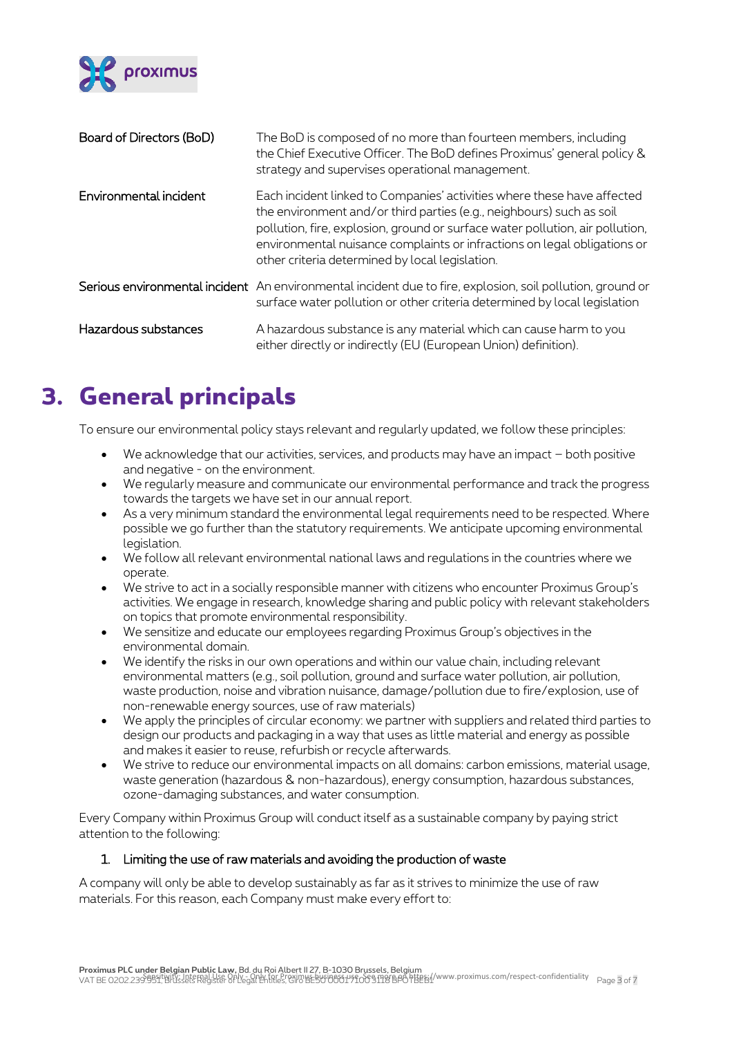| Board of Directors (BoD) | The BoD is composed of no more than fourteen members, including the Chief Executive Officer. The BoD defines Proximus' general policy & strategy and supervises operational management. |
|---|---|
| Environmental incident | Each incident linked to Companies' activities where these have affected the environment and/or third parties (e.g., neighbours) such as soil pollution, fire, explosion, ground or surface water pollution, air pollution, environmental nuisance complaints or infractions on legal obligations or other criteria determined by local legislation. |
| Serious environmental incident | An environmental incident due to fire, explosion, soil pollution, ground or surface water pollution or other criteria determined by local legislation |
| Hazardous substances | A hazardous substance is any material which can cause harm to you either directly or indirectly (EU (European Union) definition). |

# 3. General principals

To ensure our environmental policy stays relevant and regularly updated, we follow these principles:

- We acknowledge that our activities, services, and products may have an impact – both positive and negative - on the environment.
- We regularly measure and communicate our environmental performance and track the progress towards the targets we have set in our annual report.
- As a very minimum standard the environmental legal requirements need to be respected. Where possible we go further than the statutory requirements. We anticipate upcoming environmental legislation.
- We follow all relevant environmental national laws and regulations in the countries where we operate.
- We strive to act in a socially responsible manner with citizens who encounter Proximus Group's activities. We engage in research, knowledge sharing and public policy with relevant stakeholders on topics that promote environmental responsibility.
- We sensitize and educate our employees regarding Proximus Group's objectives in the environmental domain.
- We identify the risks in our own operations and within our value chain, including relevant environmental matters (e.g., soil pollution, ground and surface water pollution, air pollution, waste production, noise and vibration nuisance, damage/pollution due to fire/explosion, use of non-renewable energy sources, use of raw materials)
- We apply the principles of circular economy: we partner with suppliers and related third parties to design our products and packaging in a way that uses as little material and energy as possible and makes it easier to reuse, refurbish or recycle afterwards.
- We strive to reduce our environmental impacts on all domains: carbon emissions, material usage, waste generation (hazardous & non-hazardous), energy consumption, hazardous substances, ozone-damaging substances, and water consumption.

Every Company within Proximus Group will conduct itself as a sustainable company by paying strict attention to the following:

1. Limiting the use of raw materials and avoiding the production of waste

A company will only be able to develop sustainably as far as it strives to minimize the use of raw materials. For this reason, each Company must make every effort to: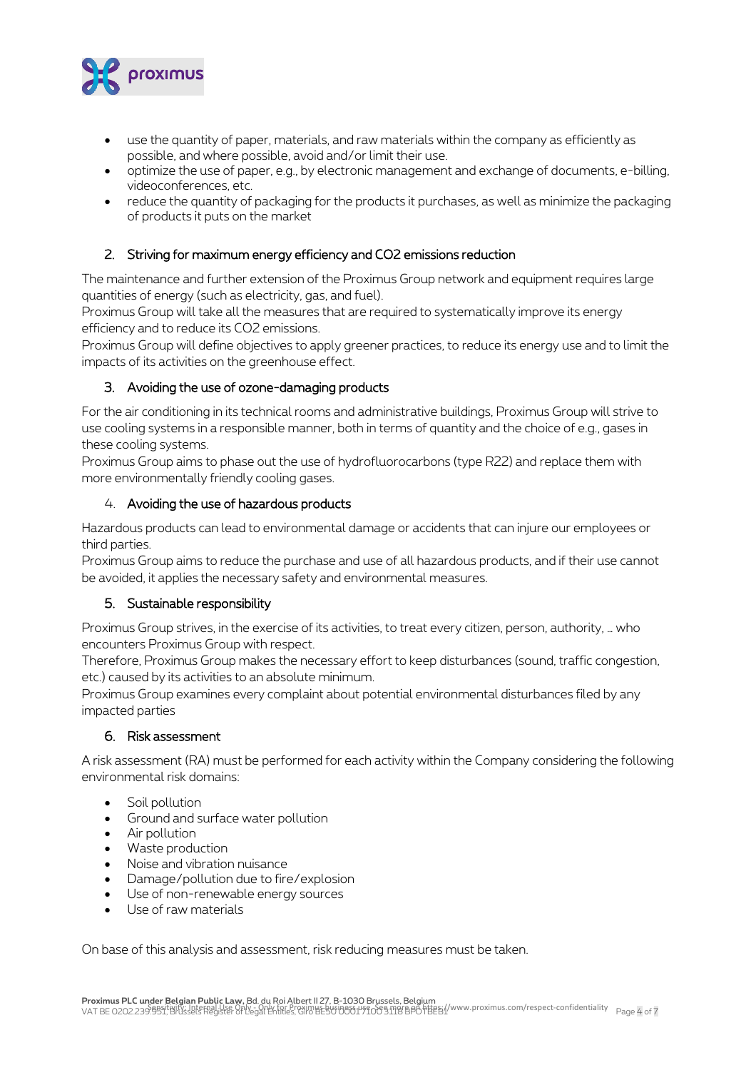- use the quantity of paper, materials, and raw materials within the company as efficiently as possible, and where possible, avoid and/or limit their use.
- optimize the use of paper, e.g., by electronic management and exchange of documents, e-billing, videoconferences, etc.
- reduce the quantity of packaging for the products it purchases, as well as minimize the packaging of products it puts on the market

### 2. Striving for maximum energy efficiency and CO2 emissions reduction

The maintenance and further extension of the Proximus Group network and equipment requires large quantities of energy (such as electricity, gas, and fuel).
Proximus Group will take all the measures that are required to systematically improve its energy efficiency and to reduce its CO2 emissions.
Proximus Group will define objectives to apply greener practices, to reduce its energy use and to limit the impacts of its activities on the greenhouse effect.

### 3. Avoiding the use of ozone-damaging products

For the air conditioning in its technical rooms and administrative buildings, Proximus Group will strive to use cooling systems in a responsible manner, both in terms of quantity and the choice of e.g., gases in these cooling systems.
Proximus Group aims to phase out the use of hydrofluorocarbons (type R22) and replace them with more environmentally friendly cooling gases.

### 4. Avoiding the use of hazardous products

Hazardous products can lead to environmental damage or accidents that can injure our employees or third parties.
Proximus Group aims to reduce the purchase and use of all hazardous products, and if their use cannot be avoided, it applies the necessary safety and environmental measures.

### 5. Sustainable responsibility

Proximus Group strives, in the exercise of its activities, to treat every citizen, person, authority, … who encounters Proximus Group with respect.
Therefore, Proximus Group makes the necessary effort to keep disturbances (sound, traffic congestion, etc.) caused by its activities to an absolute minimum.
Proximus Group examines every complaint about potential environmental disturbances filed by any impacted parties

### 6. Risk assessment

A risk assessment (RA) must be performed for each activity within the Company considering the following environmental risk domains:

- Soil pollution
- Ground and surface water pollution
- Air pollution
- Waste production
- Noise and vibration nuisance
- Damage/pollution due to fire/explosion
- Use of non-renewable energy sources
- Use of raw materials

On base of this analysis and assessment, risk reducing measures must be taken.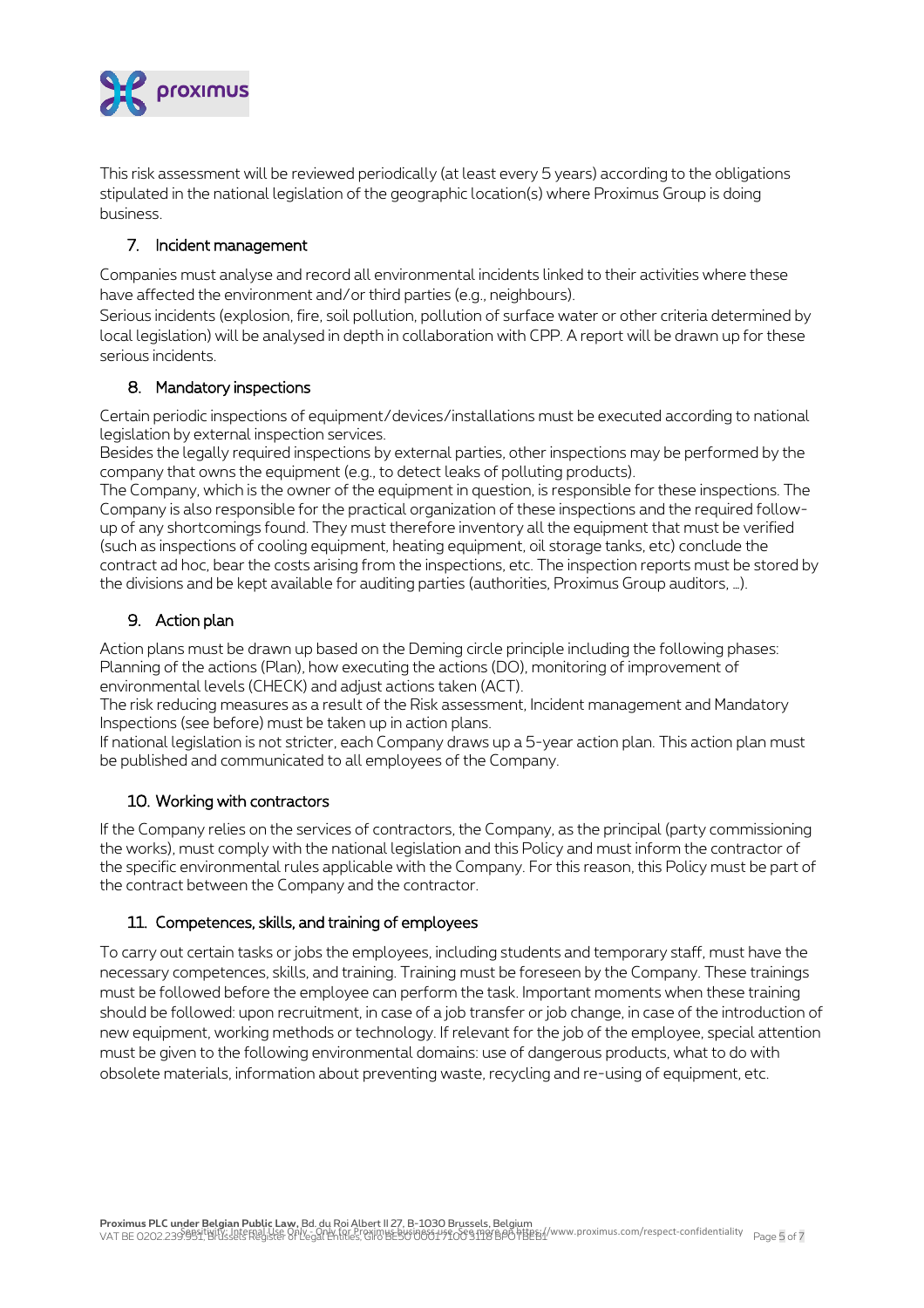This risk assessment will be reviewed periodically (at least every 5 years) according to the obligations stipulated in the national legislation of the geographic location(s) where Proximus Group is doing business.

## 7. Incident management

Companies must analyse and record all environmental incidents linked to their activities where these have affected the environment and/or third parties (e.g., neighbours).
Serious incidents (explosion, fire, soil pollution, pollution of surface water or other criteria determined by local legislation) will be analysed in depth in collaboration with CPP. A report will be drawn up for these serious incidents.

## 8. Mandatory inspections

Certain periodic inspections of equipment/devices/installations must be executed according to national legislation by external inspection services.
Besides the legally required inspections by external parties, other inspections may be performed by the company that owns the equipment (e.g., to detect leaks of polluting products).
The Company, which is the owner of the equipment in question, is responsible for these inspections. The Company is also responsible for the practical organization of these inspections and the required follow-up of any shortcomings found. They must therefore inventory all the equipment that must be verified (such as inspections of cooling equipment, heating equipment, oil storage tanks, etc) conclude the contract ad hoc, bear the costs arising from the inspections, etc. The inspection reports must be stored by the divisions and be kept available for auditing parties (authorities, Proximus Group auditors, …).

## 9. Action plan

Action plans must be drawn up based on the Deming circle principle including the following phases: Planning of the actions (Plan), how executing the actions (DO), monitoring of improvement of environmental levels (CHECK) and adjust actions taken (ACT).
The risk reducing measures as a result of the Risk assessment, Incident management and Mandatory Inspections (see before) must be taken up in action plans.
If national legislation is not stricter, each Company draws up a 5-year action plan. This action plan must be published and communicated to all employees of the Company.

## 10. Working with contractors

If the Company relies on the services of contractors, the Company, as the principal (party commissioning the works), must comply with the national legislation and this Policy and must inform the contractor of the specific environmental rules applicable with the Company. For this reason, this Policy must be part of the contract between the Company and the contractor.

## 11. Competences, skills, and training of employees

To carry out certain tasks or jobs the employees, including students and temporary staff, must have the necessary competences, skills, and training. Training must be foreseen by the Company. These trainings must be followed before the employee can perform the task. Important moments when these training should be followed: upon recruitment, in case of a job transfer or job change, in case of the introduction of new equipment, working methods or technology. If relevant for the job of the employee, special attention must be given to the following environmental domains: use of dangerous products, what to do with obsolete materials, information about preventing waste, recycling and re-using of equipment, etc.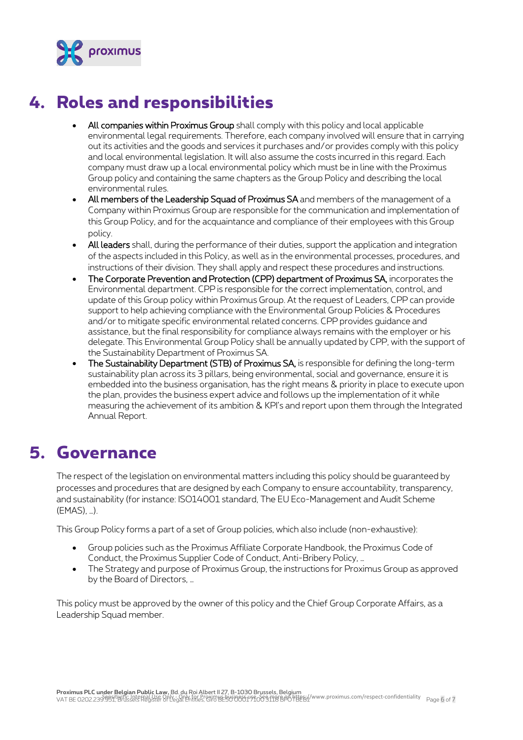# 4. Roles and responsibilities

- All companies within Proximus Group shall comply with this policy and local applicable environmental legal requirements. Therefore, each company involved will ensure that in carrying out its activities and the goods and services it purchases and/or provides comply with this policy and local environmental legislation. It will also assume the costs incurred in this regard. Each company must draw up a local environmental policy which must be in line with the Proximus Group policy and containing the same chapters as the Group Policy and describing the local environmental rules.
- All members of the Leadership Squad of Proximus SA and members of the management of a Company within Proximus Group are responsible for the communication and implementation of this Group Policy, and for the acquaintance and compliance of their employees with this Group policy.
- All leaders shall, during the performance of their duties, support the application and integration of the aspects included in this Policy, as well as in the environmental processes, procedures, and instructions of their division. They shall apply and respect these procedures and instructions.
- The Corporate Prevention and Protection (CPP) department of Proximus SA, incorporates the Environmental department. CPP is responsible for the correct implementation, control, and update of this Group policy within Proximus Group. At the request of Leaders, CPP can provide support to help achieving compliance with the Environmental Group Policies & Procedures and/or to mitigate specific environmental related concerns. CPP provides guidance and assistance, but the final responsibility for compliance always remains with the employer or his delegate. This Environmental Group Policy shall be annually updated by CPP, with the support of the Sustainability Department of Proximus SA.
- The Sustainability Department (STB) of Proximus SA, is responsible for defining the long-term sustainability plan across its 3 pillars, being environmental, social and governance, ensure it is embedded into the business organisation, has the right means & priority in place to execute upon the plan, provides the business expert advice and follows up the implementation of it while measuring the achievement of its ambition & KPI's and report upon them through the Integrated Annual Report.

# 5. Governance

The respect of the legislation on environmental matters including this policy should be guaranteed by processes and procedures that are designed by each Company to ensure accountability, transparency, and sustainability (for instance: ISO14001 standard, The EU Eco-Management and Audit Scheme (EMAS), …).

This Group Policy forms a part of a set of Group policies, which also include (non-exhaustive):

- Group policies such as the Proximus Affiliate Corporate Handbook, the Proximus Code of Conduct, the Proximus Supplier Code of Conduct, Anti-Bribery Policy, …
- The Strategy and purpose of Proximus Group, the instructions for Proximus Group as approved by the Board of Directors, …

This policy must be approved by the owner of this policy and the Chief Group Corporate Affairs, as a Leadership Squad member.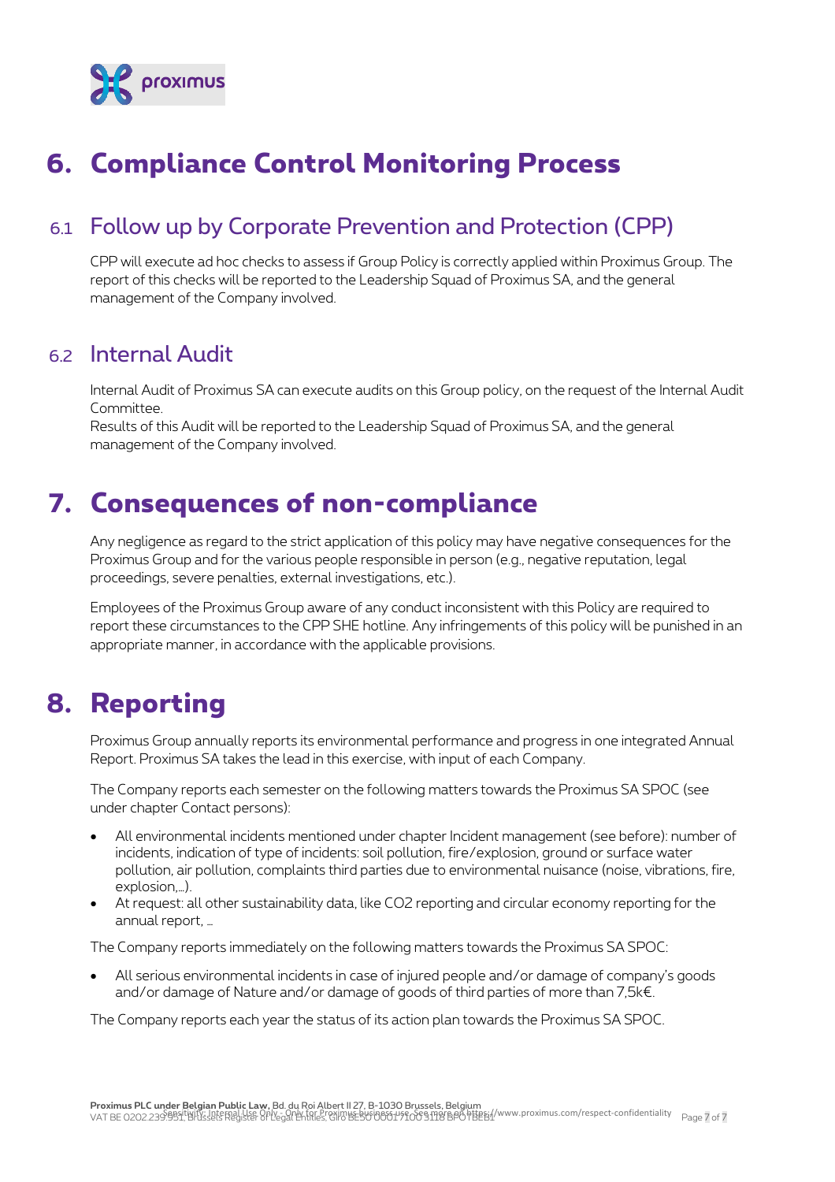# 6. Compliance Control Monitoring Process

## 6.1 Follow up by Corporate Prevention and Protection (CPP)

CPP will execute ad hoc checks to assess if Group Policy is correctly applied within Proximus Group. The report of this checks will be reported to the Leadership Squad of Proximus SA, and the general management of the Company involved.

## 6.2 Internal Audit

Internal Audit of Proximus SA can execute audits on this Group policy, on the request of the Internal Audit Committee.
Results of this Audit will be reported to the Leadership Squad of Proximus SA, and the general management of the Company involved.

# 7. Consequences of non-compliance

Any negligence as regard to the strict application of this policy may have negative consequences for the Proximus Group and for the various people responsible in person (e.g., negative reputation, legal proceedings, severe penalties, external investigations, etc.).

Employees of the Proximus Group aware of any conduct inconsistent with this Policy are required to report these circumstances to the CPP SHE hotline. Any infringements of this policy will be punished in an appropriate manner, in accordance with the applicable provisions.

# 8. Reporting

Proximus Group annually reports its environmental performance and progress in one integrated Annual Report. Proximus SA takes the lead in this exercise, with input of each Company.

The Company reports each semester on the following matters towards the Proximus SA SPOC (see under chapter Contact persons):

- All environmental incidents mentioned under chapter Incident management (see before): number of incidents, indication of type of incidents: soil pollution, fire/explosion, ground or surface water pollution, air pollution, complaints third parties due to environmental nuisance (noise, vibrations, fire, explosion,…).
- At request: all other sustainability data, like $CO_2$ reporting and circular economy reporting for the annual report, …

The Company reports immediately on the following matters towards the Proximus SA SPOC:

- All serious environmental incidents in case of injured people and/or damage of company's goods and/or damage of Nature and/or damage of goods of third parties of more than 7,5k€.

The Company reports each year the status of its action plan towards the Proximus SA SPOC.